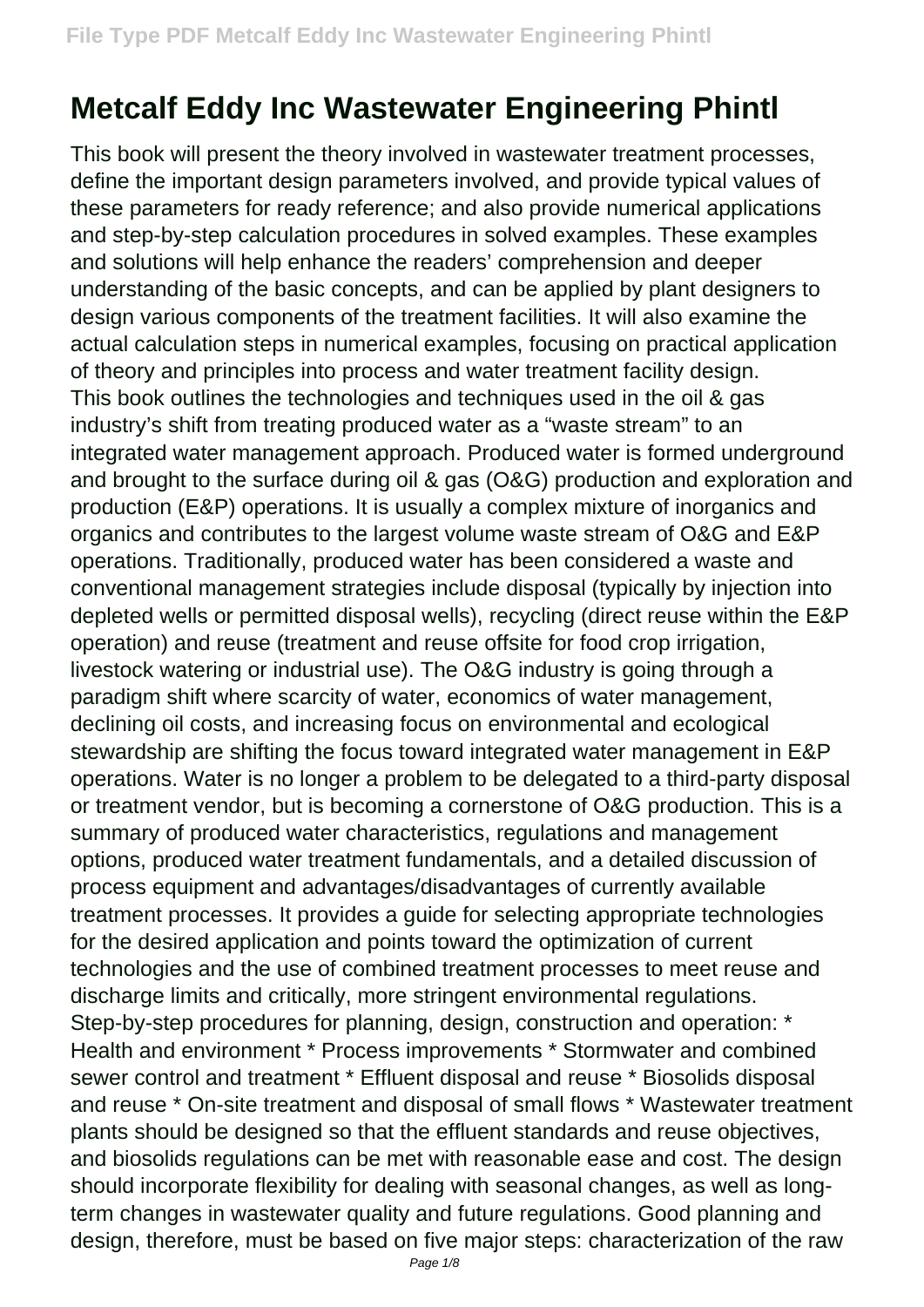# Metcalf Eddy Inc Wastewater Engineering Phintl

This book will present the theory involved in wastewater treatment processes, define the important design parameters involved, and provide typical values of these parameters for ready reference; and also provide numerical applications and step-by-step calculation procedures in solved examples. These examples and solutions will help enhance the readers' comprehension and deeper understanding of the basic concepts, and can be applied by plant designers to design various components of the treatment facilities. It will also examine the actual calculation steps in numerical examples, focusing on practical application of theory and principles into process and water treatment facility design.

This book outlines the technologies and techniques used in the oil & gas industry's shift from treating produced water as a "waste stream" to an integrated water management approach. Produced water is formed underground and brought to the surface during oil & gas (O&G) production and exploration and production (E&P) operations. It is usually a complex mixture of inorganics and organics and contributes to the largest volume waste stream of O&G and E&P operations. Traditionally, produced water has been considered a waste and conventional management strategies include disposal (typically by injection into depleted wells or permitted disposal wells), recycling (direct reuse within the E&P operation) and reuse (treatment and reuse offsite for food crop irrigation, livestock watering or industrial use). The O&G industry is going through a paradigm shift where scarcity of water, economics of water management, declining oil costs, and increasing focus on environmental and ecological stewardship are shifting the focus toward integrated water management in E&P operations. Water is no longer a problem to be delegated to a third-party disposal or treatment vendor, but is becoming a cornerstone of O&G production. This is a summary of produced water characteristics, regulations and management options, produced water treatment fundamentals, and a detailed discussion of process equipment and advantages/disadvantages of currently available treatment processes. It provides a guide for selecting appropriate technologies for the desired application and points toward the optimization of current technologies and the use of combined treatment processes to meet reuse and discharge limits and critically, more stringent environmental regulations.

Step-by-step procedures for planning, design, construction and operation: * Health and environment * Process improvements * Stormwater and combined sewer control and treatment * Effluent disposal and reuse * Biosolids disposal and reuse * On-site treatment and disposal of small flows * Wastewater treatment plants should be designed so that the effluent standards and reuse objectives, and biosolids regulations can be met with reasonable ease and cost. The design should incorporate flexibility for dealing with seasonal changes, as well as long-term changes in wastewater quality and future regulations. Good planning and design, therefore, must be based on five major steps: characterization of the raw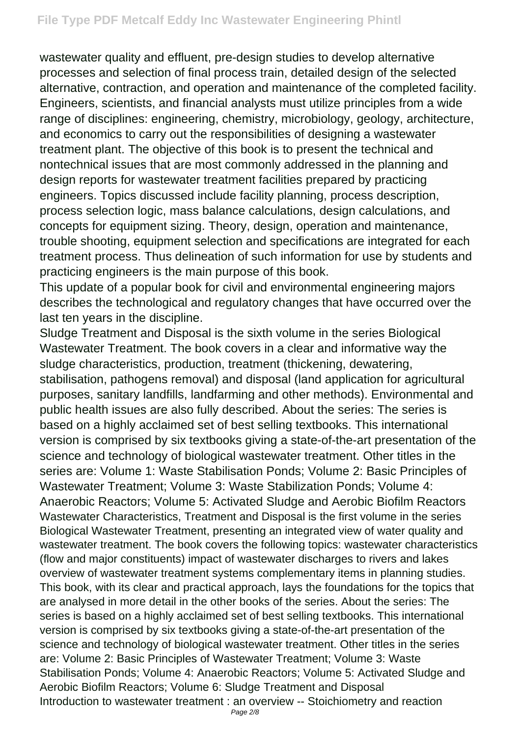wastewater quality and effluent, pre-design studies to develop alternative processes and selection of final process train, detailed design of the selected alternative, contraction, and operation and maintenance of the completed facility. Engineers, scientists, and financial analysts must utilize principles from a wide range of disciplines: engineering, chemistry, microbiology, geology, architecture, and economics to carry out the responsibilities of designing a wastewater treatment plant. The objective of this book is to present the technical and nontechnical issues that are most commonly addressed in the planning and design reports for wastewater treatment facilities prepared by practicing engineers. Topics discussed include facility planning, process description, process selection logic, mass balance calculations, design calculations, and concepts for equipment sizing. Theory, design, operation and maintenance, trouble shooting, equipment selection and specifications are integrated for each treatment process. Thus delineation of such information for use by students and practicing engineers is the main purpose of this book.

This update of a popular book for civil and environmental engineering majors describes the technological and regulatory changes that have occurred over the last ten years in the discipline.

Sludge Treatment and Disposal is the sixth volume in the series Biological Wastewater Treatment. The book covers in a clear and informative way the sludge characteristics, production, treatment (thickening, dewatering, stabilisation, pathogens removal) and disposal (land application for agricultural purposes, sanitary landfills, landfarming and other methods). Environmental and public health issues are also fully described. About the series: The series is based on a highly acclaimed set of best selling textbooks. This international version is comprised by six textbooks giving a state-of-the-art presentation of the science and technology of biological wastewater treatment. Other titles in the series are: Volume 1: Waste Stabilisation Ponds; Volume 2: Basic Principles of Wastewater Treatment; Volume 3: Waste Stabilization Ponds; Volume 4: Anaerobic Reactors; Volume 5: Activated Sludge and Aerobic Biofilm Reactors

Wastewater Characteristics, Treatment and Disposal is the first volume in the series Biological Wastewater Treatment, presenting an integrated view of water quality and wastewater treatment. The book covers the following topics: wastewater characteristics (flow and major constituents) impact of wastewater discharges to rivers and lakes overview of wastewater treatment systems complementary items in planning studies. This book, with its clear and practical approach, lays the foundations for the topics that are analysed in more detail in the other books of the series. About the series: The series is based on a highly acclaimed set of best selling textbooks. This international version is comprised by six textbooks giving a state-of-the-art presentation of the science and technology of biological wastewater treatment. Other titles in the series are: Volume 2: Basic Principles of Wastewater Treatment; Volume 3: Waste Stabilisation Ponds; Volume 4: Anaerobic Reactors; Volume 5: Activated Sludge and Aerobic Biofilm Reactors; Volume 6: Sludge Treatment and Disposal

Introduction to wastewater treatment : an overview -- Stoichiometry and reaction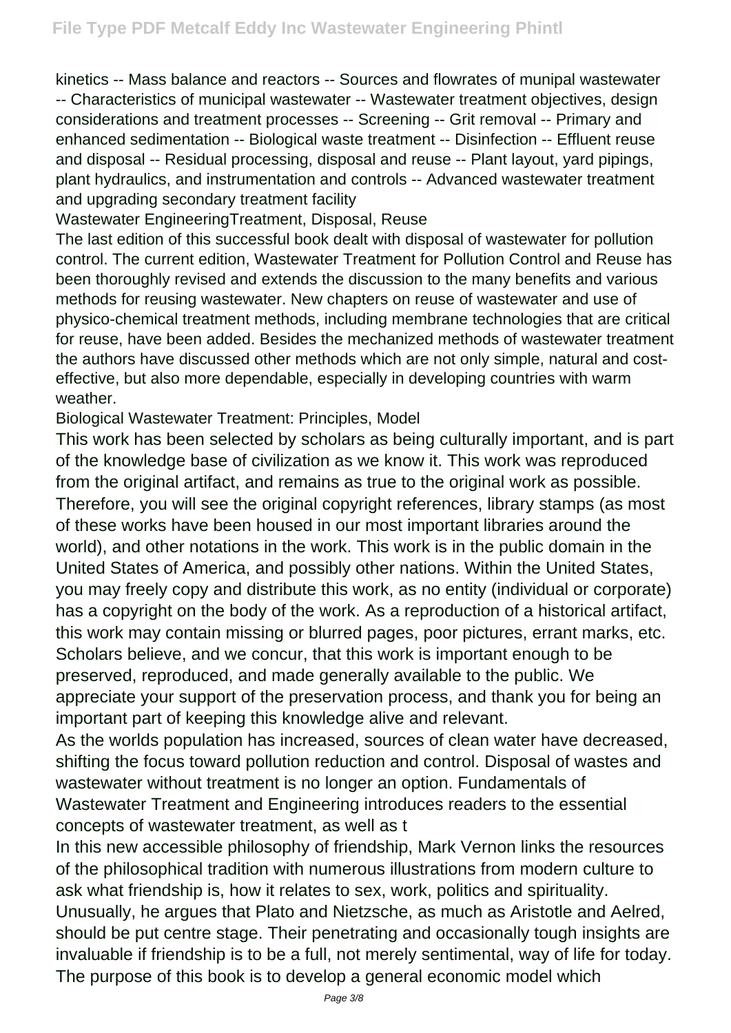kinetics -- Mass balance and reactors -- Sources and flowrates of munipal wastewater -- Characteristics of municipal wastewater -- Wastewater treatment objectives, design considerations and treatment processes -- Screening -- Grit removal -- Primary and enhanced sedimentation -- Biological waste treatment -- Disinfection -- Effluent reuse and disposal -- Residual processing, disposal and reuse -- Plant layout, yard pipings, plant hydraulics, and instrumentation and controls -- Advanced wastewater treatment and upgrading secondary treatment facility

Wastewater EngineeringTreatment, Disposal, Reuse

The last edition of this successful book dealt with disposal of wastewater for pollution control. The current edition, Wastewater Treatment for Pollution Control and Reuse has been thoroughly revised and extends the discussion to the many benefits and various methods for reusing wastewater. New chapters on reuse of wastewater and use of physico-chemical treatment methods, including membrane technologies that are critical for reuse, have been added. Besides the mechanized methods of wastewater treatment the authors have discussed other methods which are not only simple, natural and cost-effective, but also more dependable, especially in developing countries with warm weather.

Biological Wastewater Treatment: Principles, Model

This work has been selected by scholars as being culturally important, and is part of the knowledge base of civilization as we know it. This work was reproduced from the original artifact, and remains as true to the original work as possible. Therefore, you will see the original copyright references, library stamps (as most of these works have been housed in our most important libraries around the world), and other notations in the work. This work is in the public domain in the United States of America, and possibly other nations. Within the United States, you may freely copy and distribute this work, as no entity (individual or corporate) has a copyright on the body of the work. As a reproduction of a historical artifact, this work may contain missing or blurred pages, poor pictures, errant marks, etc. Scholars believe, and we concur, that this work is important enough to be preserved, reproduced, and made generally available to the public. We appreciate your support of the preservation process, and thank you for being an important part of keeping this knowledge alive and relevant.

As the worlds population has increased, sources of clean water have decreased, shifting the focus toward pollution reduction and control. Disposal of wastes and wastewater without treatment is no longer an option. Fundamentals of Wastewater Treatment and Engineering introduces readers to the essential concepts of wastewater treatment, as well as t

In this new accessible philosophy of friendship, Mark Vernon links the resources of the philosophical tradition with numerous illustrations from modern culture to ask what friendship is, how it relates to sex, work, politics and spirituality. Unusually, he argues that Plato and Nietzsche, as much as Aristotle and Aelred, should be put centre stage. Their penetrating and occasionally tough insights are invaluable if friendship is to be a full, not merely sentimental, way of life for today.

The purpose of this book is to develop a general economic model which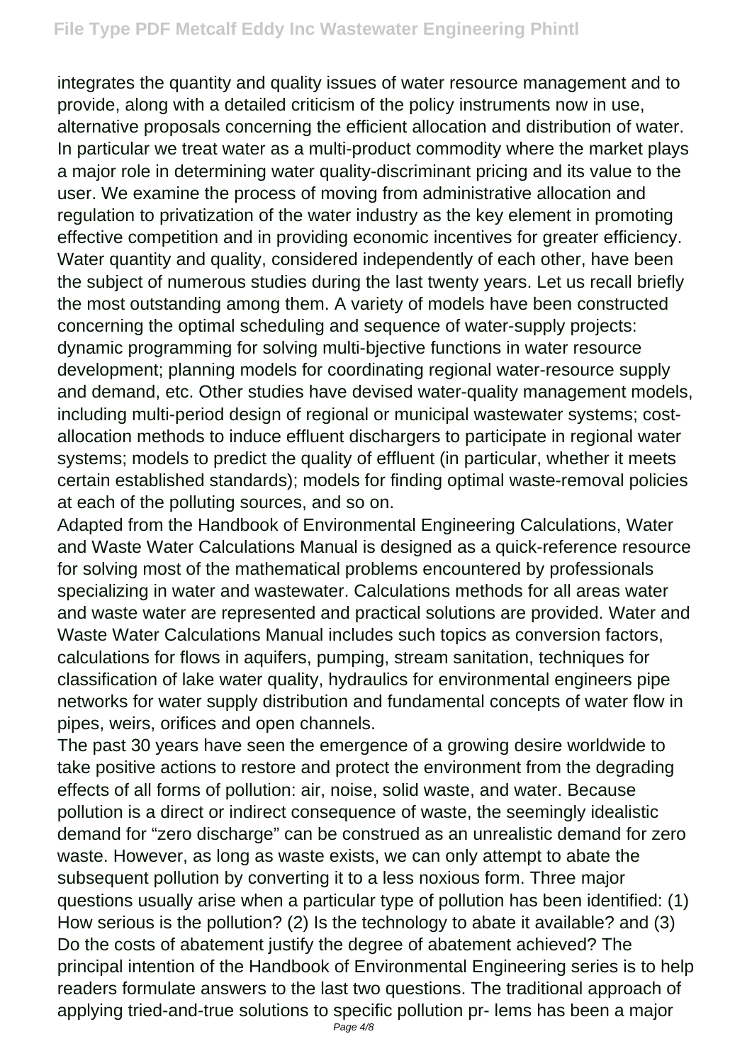integrates the quantity and quality issues of water resource management and to provide, along with a detailed criticism of the policy instruments now in use, alternative proposals concerning the efficient allocation and distribution of water. In particular we treat water as a multi-product commodity where the market plays a major role in determining water quality-discriminant pricing and its value to the user. We examine the process of moving from administrative allocation and regulation to privatization of the water industry as the key element in promoting effective competition and in providing economic incentives for greater efficiency. Water quantity and quality, considered independently of each other, have been the subject of numerous studies during the last twenty years. Let us recall briefly the most outstanding among them. A variety of models have been constructed concerning the optimal scheduling and sequence of water-supply projects: dynamic programming for solving multi-bjective functions in water resource development; planning models for coordinating regional water-resource supply and demand, etc. Other studies have devised water-quality management models, including multi-period design of regional or municipal wastewater systems; cost-allocation methods to induce effluent dischargers to participate in regional water systems; models to predict the quality of effluent (in particular, whether it meets certain established standards); models for finding optimal waste-removal policies at each of the polluting sources, and so on.

Adapted from the Handbook of Environmental Engineering Calculations, Water and Waste Water Calculations Manual is designed as a quick-reference resource for solving most of the mathematical problems encountered by professionals specializing in water and wastewater. Calculations methods for all areas water and waste water are represented and practical solutions are provided. Water and Waste Water Calculations Manual includes such topics as conversion factors, calculations for flows in aquifers, pumping, stream sanitation, techniques for classification of lake water quality, hydraulics for environmental engineers pipe networks for water supply distribution and fundamental concepts of water flow in pipes, weirs, orifices and open channels.

The past 30 years have seen the emergence of a growing desire worldwide to take positive actions to restore and protect the environment from the degrading effects of all forms of pollution: air, noise, solid waste, and water. Because pollution is a direct or indirect consequence of waste, the seemingly idealistic demand for "zero discharge" can be construed as an unrealistic demand for zero waste. However, as long as waste exists, we can only attempt to abate the subsequent pollution by converting it to a less noxious form. Three major questions usually arise when a particular type of pollution has been identified: (1) How serious is the pollution? (2) Is the technology to abate it available? and (3) Do the costs of abatement justify the degree of abatement achieved? The principal intention of the Handbook of Environmental Engineering series is to help readers formulate answers to the last two questions. The traditional approach of applying tried-and-true solutions to specific pollution pr- lems has been a major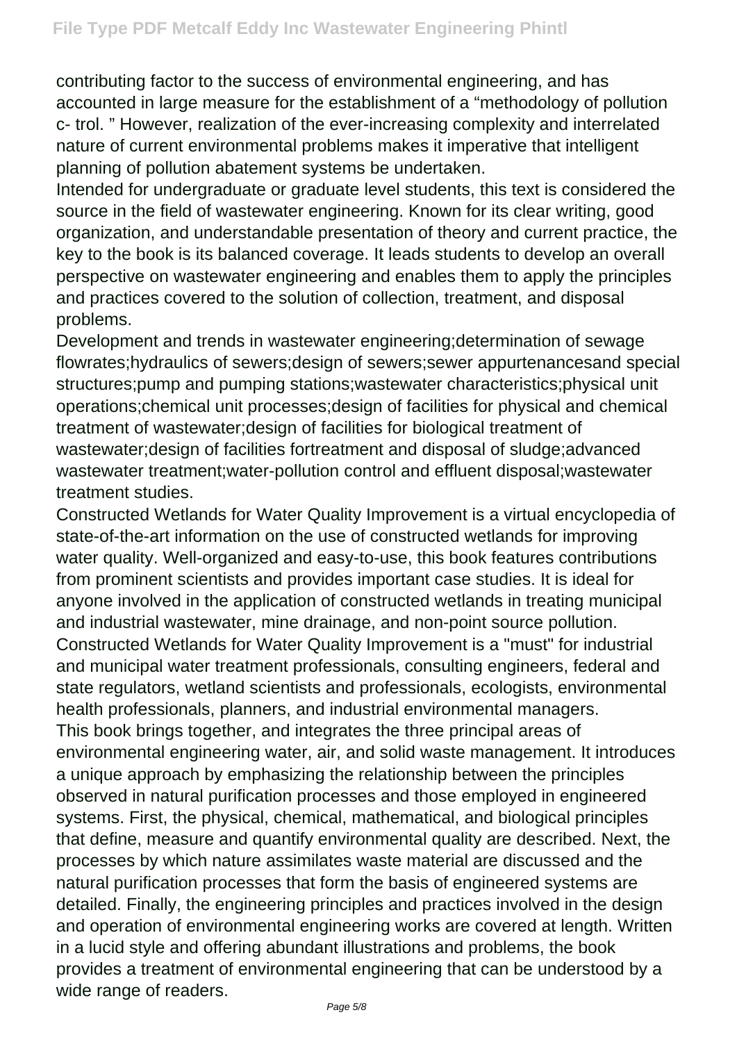contributing factor to the success of environmental engineering, and has accounted in large measure for the establishment of a "methodology of pollution c- trol. " However, realization of the ever-increasing complexity and interrelated nature of current environmental problems makes it imperative that intelligent planning of pollution abatement systems be undertaken.

Intended for undergraduate or graduate level students, this text is considered the source in the field of wastewater engineering. Known for its clear writing, good organization, and understandable presentation of theory and current practice, the key to the book is its balanced coverage. It leads students to develop an overall perspective on wastewater engineering and enables them to apply the principles and practices covered to the solution of collection, treatment, and disposal problems.

Development and trends in wastewater engineering;determination of sewage flowrates;hydraulics of sewers;design of sewers;sewer appurtenancesand special structures;pump and pumping stations;wastewater characteristics;physical unit operations;chemical unit processes;design of facilities for physical and chemical treatment of wastewater;design of facilities for biological treatment of wastewater;design of facilities fortreatment and disposal of sludge;advanced wastewater treatment;water-pollution control and effluent disposal;wastewater treatment studies.

Constructed Wetlands for Water Quality Improvement is a virtual encyclopedia of state-of-the-art information on the use of constructed wetlands for improving water quality. Well-organized and easy-to-use, this book features contributions from prominent scientists and provides important case studies. It is ideal for anyone involved in the application of constructed wetlands in treating municipal and industrial wastewater, mine drainage, and non-point source pollution. Constructed Wetlands for Water Quality Improvement is a "must" for industrial and municipal water treatment professionals, consulting engineers, federal and state regulators, wetland scientists and professionals, ecologists, environmental health professionals, planners, and industrial environmental managers.

This book brings together, and integrates the three principal areas of environmental engineering water, air, and solid waste management. It introduces a unique approach by emphasizing the relationship between the principles observed in natural purification processes and those employed in engineered systems. First, the physical, chemical, mathematical, and biological principles that define, measure and quantify environmental quality are described. Next, the processes by which nature assimilates waste material are discussed and the natural purification processes that form the basis of engineered systems are detailed. Finally, the engineering principles and practices involved in the design and operation of environmental engineering works are covered at length. Written in a lucid style and offering abundant illustrations and problems, the book provides a treatment of environmental engineering that can be understood by a wide range of readers.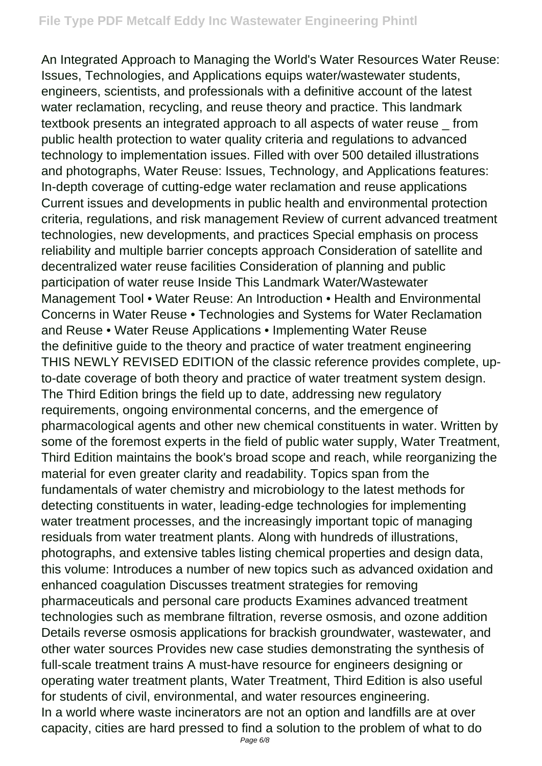An Integrated Approach to Managing the World's Water Resources Water Reuse: Issues, Technologies, and Applications equips water/wastewater students, engineers, scientists, and professionals with a definitive account of the latest water reclamation, recycling, and reuse theory and practice. This landmark textbook presents an integrated approach to all aspects of water reuse _ from public health protection to water quality criteria and regulations to advanced technology to implementation issues. Filled with over 500 detailed illustrations and photographs, Water Reuse: Issues, Technology, and Applications features: In-depth coverage of cutting-edge water reclamation and reuse applications Current issues and developments in public health and environmental protection criteria, regulations, and risk management Review of current advanced treatment technologies, new developments, and practices Special emphasis on process reliability and multiple barrier concepts approach Consideration of satellite and decentralized water reuse facilities Consideration of planning and public participation of water reuse Inside This Landmark Water/Wastewater Management Tool • Water Reuse: An Introduction • Health and Environmental Concerns in Water Reuse • Technologies and Systems for Water Reclamation and Reuse • Water Reuse Applications • Implementing Water Reuse
the definitive guide to the theory and practice of water treatment engineering THIS NEWLY REVISED EDITION of the classic reference provides complete, up-to-date coverage of both theory and practice of water treatment system design. The Third Edition brings the field up to date, addressing new regulatory requirements, ongoing environmental concerns, and the emergence of pharmacological agents and other new chemical constituents in water. Written by some of the foremost experts in the field of public water supply, Water Treatment, Third Edition maintains the book's broad scope and reach, while reorganizing the material for even greater clarity and readability. Topics span from the fundamentals of water chemistry and microbiology to the latest methods for detecting constituents in water, leading-edge technologies for implementing water treatment processes, and the increasingly important topic of managing residuals from water treatment plants. Along with hundreds of illustrations, photographs, and extensive tables listing chemical properties and design data, this volume: Introduces a number of new topics such as advanced oxidation and enhanced coagulation Discusses treatment strategies for removing pharmaceuticals and personal care products Examines advanced treatment technologies such as membrane filtration, reverse osmosis, and ozone addition Details reverse osmosis applications for brackish groundwater, wastewater, and other water sources Provides new case studies demonstrating the synthesis of full-scale treatment trains A must-have resource for engineers designing or operating water treatment plants, Water Treatment, Third Edition is also useful for students of civil, environmental, and water resources engineering.
In a world where waste incinerators are not an option and landfills are at over capacity, cities are hard pressed to find a solution to the problem of what to do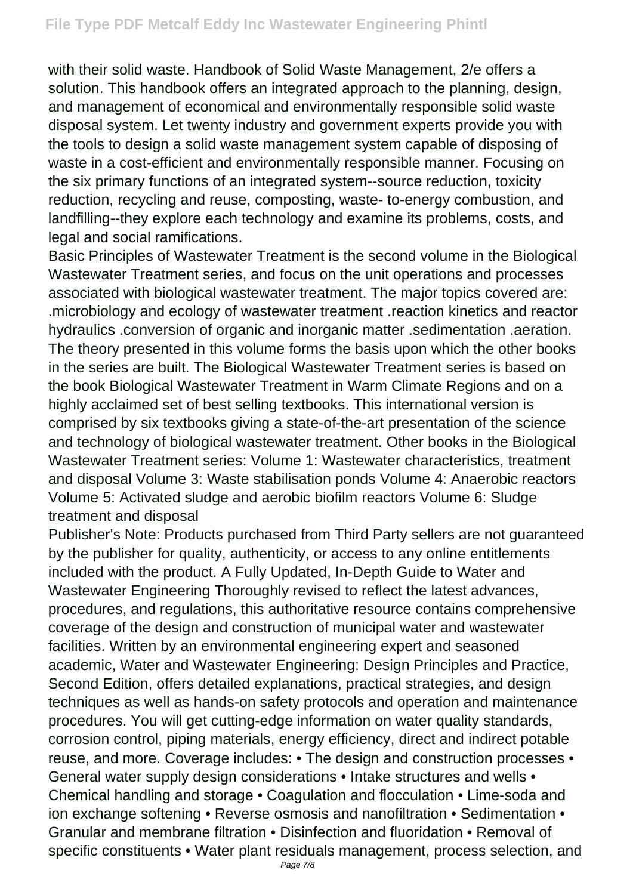with their solid waste. Handbook of Solid Waste Management, 2/e offers a solution. This handbook offers an integrated approach to the planning, design, and management of economical and environmentally responsible solid waste disposal system. Let twenty industry and government experts provide you with the tools to design a solid waste management system capable of disposing of waste in a cost-efficient and environmentally responsible manner. Focusing on the six primary functions of an integrated system--source reduction, toxicity reduction, recycling and reuse, composting, waste- to-energy combustion, and landfilling--they explore each technology and examine its problems, costs, and legal and social ramifications.

Basic Principles of Wastewater Treatment is the second volume in the Biological Wastewater Treatment series, and focus on the unit operations and processes associated with biological wastewater treatment. The major topics covered are: .microbiology and ecology of wastewater treatment .reaction kinetics and reactor hydraulics .conversion of organic and inorganic matter .sedimentation .aeration. The theory presented in this volume forms the basis upon which the other books in the series are built. The Biological Wastewater Treatment series is based on the book Biological Wastewater Treatment in Warm Climate Regions and on a highly acclaimed set of best selling textbooks. This international version is comprised by six textbooks giving a state-of-the-art presentation of the science and technology of biological wastewater treatment. Other books in the Biological Wastewater Treatment series: Volume 1: Wastewater characteristics, treatment and disposal Volume 3: Waste stabilisation ponds Volume 4: Anaerobic reactors Volume 5: Activated sludge and aerobic biofilm reactors Volume 6: Sludge treatment and disposal

Publisher's Note: Products purchased from Third Party sellers are not guaranteed by the publisher for quality, authenticity, or access to any online entitlements included with the product. A Fully Updated, In-Depth Guide to Water and Wastewater Engineering Thoroughly revised to reflect the latest advances, procedures, and regulations, this authoritative resource contains comprehensive coverage of the design and construction of municipal water and wastewater facilities. Written by an environmental engineering expert and seasoned academic, Water and Wastewater Engineering: Design Principles and Practice, Second Edition, offers detailed explanations, practical strategies, and design techniques as well as hands-on safety protocols and operation and maintenance procedures. You will get cutting-edge information on water quality standards, corrosion control, piping materials, energy efficiency, direct and indirect potable reuse, and more. Coverage includes: • The design and construction processes • General water supply design considerations • Intake structures and wells • Chemical handling and storage • Coagulation and flocculation • Lime-soda and ion exchange softening • Reverse osmosis and nanofiltration • Sedimentation • Granular and membrane filtration • Disinfection and fluoridation • Removal of specific constituents • Water plant residuals management, process selection, and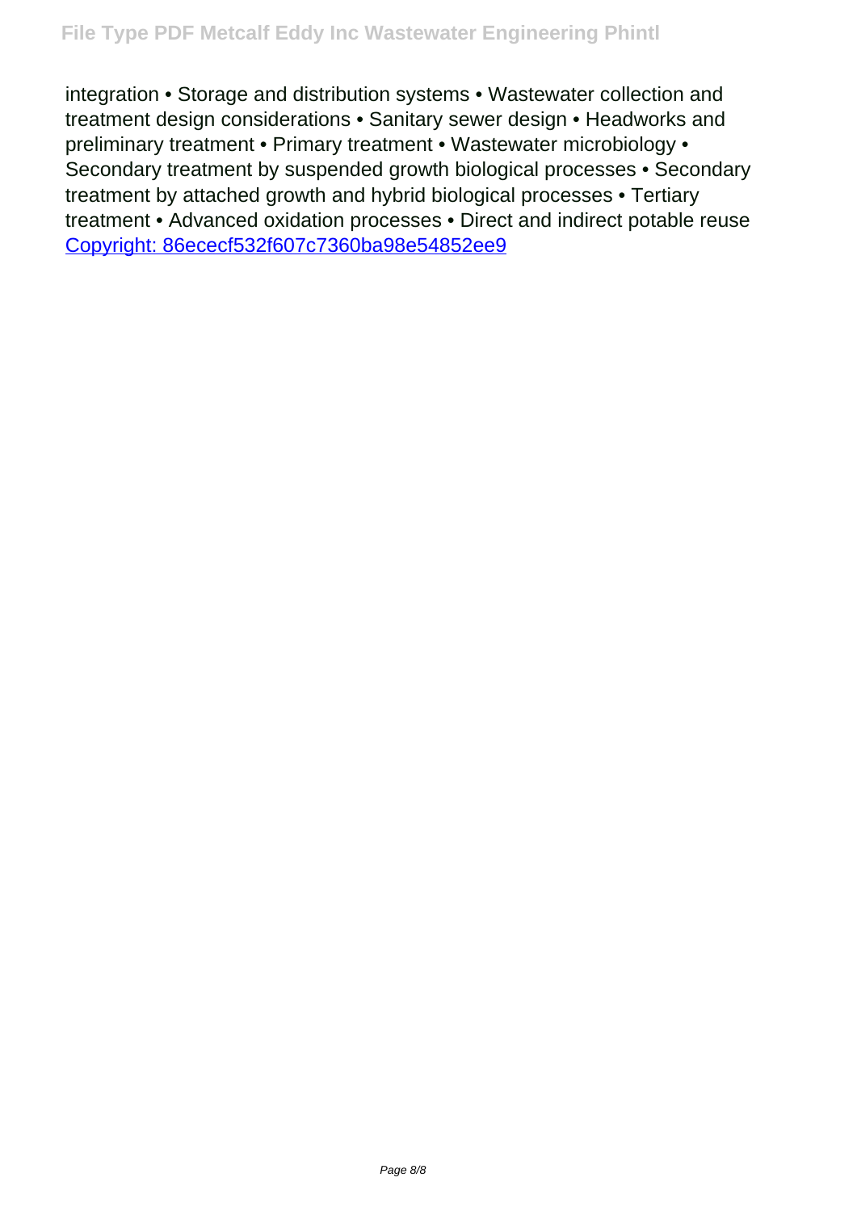integration • Storage and distribution systems • Wastewater collection and treatment design considerations • Sanitary sewer design • Headworks and preliminary treatment • Primary treatment • Wastewater microbiology • Secondary treatment by suspended growth biological processes • Secondary treatment by attached growth and hybrid biological processes • Tertiary treatment • Advanced oxidation processes • Direct and indirect potable reuse

Copyright: 86ececf532f607c7360ba98e54852ee9